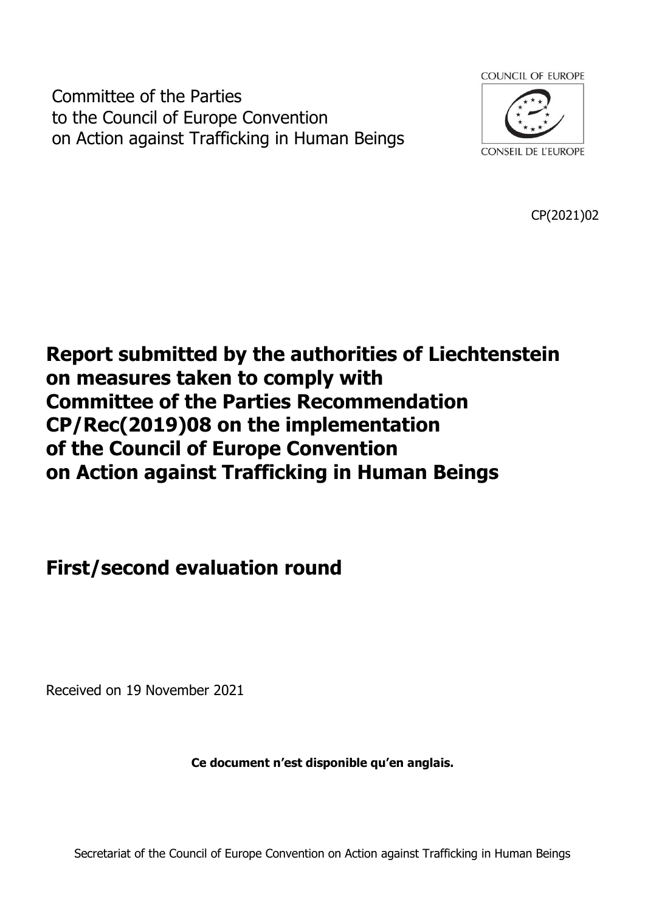Committee of the Parties
to the Council of Europe Convention
on Action against Trafficking in Human Beings

COUNCIL OF EUROPE

CONSEIL DE L'EUROPE

CP(2021)02

# Report submitted by the authorities of Liechtenstein on measures taken to comply with Committee of the Parties Recommendation CP/Rec(2019)08 on the implementation of the Council of Europe Convention on Action against Trafficking in Human Beings

## First/second evaluation round

Received on 19 November 2021

**Ce document n'est disponible qu'en anglais.**

Secretariat of the Council of Europe Convention on Action against Trafficking in Human Beings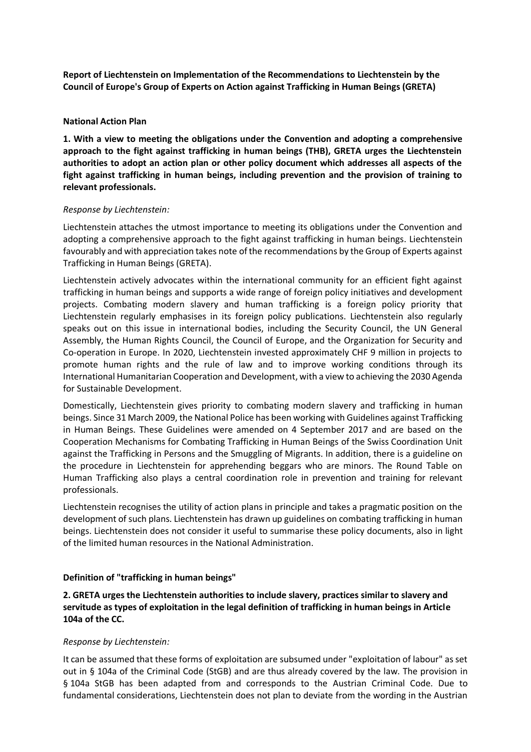**Report of Liechtenstein on Implementation of the Recommendations to Liechtenstein by the Council of Europe's Group of Experts on Action against Trafficking in Human Beings (GRETA)**

**National Action Plan**

**1. With a view to meeting the obligations under the Convention and adopting a comprehensive approach to the fight against trafficking in human beings (THB), GRETA urges the Liechtenstein authorities to adopt an action plan or other policy document which addresses all aspects of the fight against trafficking in human beings, including prevention and the provision of training to relevant professionals.**

*Response by Liechtenstein:*

Liechtenstein attaches the utmost importance to meeting its obligations under the Convention and adopting a comprehensive approach to the fight against trafficking in human beings. Liechtenstein favourably and with appreciation takes note of the recommendations by the Group of Experts against Trafficking in Human Beings (GRETA).

Liechtenstein actively advocates within the international community for an efficient fight against trafficking in human beings and supports a wide range of foreign policy initiatives and development projects. Combating modern slavery and human trafficking is a foreign policy priority that Liechtenstein regularly emphasises in its foreign policy publications. Liechtenstein also regularly speaks out on this issue in international bodies, including the Security Council, the UN General Assembly, the Human Rights Council, the Council of Europe, and the Organization for Security and Co-operation in Europe. In 2020, Liechtenstein invested approximately CHF 9 million in projects to promote human rights and the rule of law and to improve working conditions through its International Humanitarian Cooperation and Development, with a view to achieving the 2030 Agenda for Sustainable Development.

Domestically, Liechtenstein gives priority to combating modern slavery and trafficking in human beings. Since 31 March 2009, the National Police has been working with Guidelines against Trafficking in Human Beings. These Guidelines were amended on 4 September 2017 and are based on the Cooperation Mechanisms for Combating Trafficking in Human Beings of the Swiss Coordination Unit against the Trafficking in Persons and the Smuggling of Migrants. In addition, there is a guideline on the procedure in Liechtenstein for apprehending beggars who are minors. The Round Table on Human Trafficking also plays a central coordination role in prevention and training for relevant professionals.

Liechtenstein recognises the utility of action plans in principle and takes a pragmatic position on the development of such plans. Liechtenstein has drawn up guidelines on combating trafficking in human beings. Liechtenstein does not consider it useful to summarise these policy documents, also in light of the limited human resources in the National Administration.

**Definition of "trafficking in human beings"**

**2. GRETA urges the Liechtenstein authorities to include slavery, practices similar to slavery and servitude as types of exploitation in the legal definition of trafficking in human beings in Article 104a of the CC.**

*Response by Liechtenstein:*

It can be assumed that these forms of exploitation are subsumed under "exploitation of labour" as set out in § 104a of the Criminal Code (StGB) and are thus already covered by the law. The provision in § 104a StGB has been adapted from and corresponds to the Austrian Criminal Code. Due to fundamental considerations, Liechtenstein does not plan to deviate from the wording in the Austrian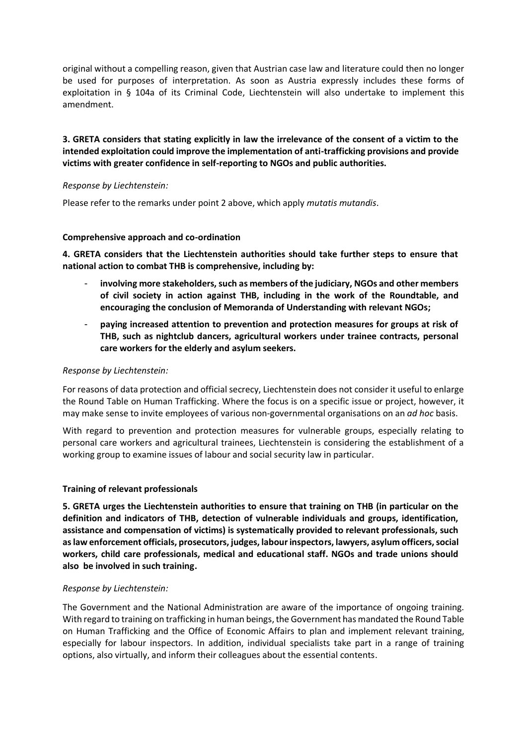original without a compelling reason, given that Austrian case law and literature could then no longer be used for purposes of interpretation. As soon as Austria expressly includes these forms of exploitation in § 104a of its Criminal Code, Liechtenstein will also undertake to implement this amendment.

**3. GRETA considers that stating explicitly in law the irrelevance of the consent of a victim to the intended exploitation could improve the implementation of anti-trafficking provisions and provide victims with greater confidence in self-reporting to NGOs and public authorities.**

*Response by Liechtenstein:*

Please refer to the remarks under point 2 above, which apply *mutatis mutandis*.

**Comprehensive approach and co-ordination**

**4. GRETA considers that the Liechtenstein authorities should take further steps to ensure that national action to combat THB is comprehensive, including by:**

- **involving more stakeholders, such as members of the judiciary, NGOs and other members of civil society in action against THB, including in the work of the Roundtable, and encouraging the conclusion of Memoranda of Understanding with relevant NGOs;**
- **paying increased attention to prevention and protection measures for groups at risk of THB, such as nightclub dancers, agricultural workers under trainee contracts, personal care workers for the elderly and asylum seekers.**

*Response by Liechtenstein:*

For reasons of data protection and official secrecy, Liechtenstein does not consider it useful to enlarge the Round Table on Human Trafficking. Where the focus is on a specific issue or project, however, it may make sense to invite employees of various non-governmental organisations on an *ad hoc* basis.

With regard to prevention and protection measures for vulnerable groups, especially relating to personal care workers and agricultural trainees, Liechtenstein is considering the establishment of a working group to examine issues of labour and social security law in particular.

**Training of relevant professionals**

**5. GRETA urges the Liechtenstein authorities to ensure that training on THB (in particular on the definition and indicators of THB, detection of vulnerable individuals and groups, identification, assistance and compensation of victims) is systematically provided to relevant professionals, such as law enforcement officials, prosecutors, judges, labour inspectors, lawyers, asylum officers, social workers, child care professionals, medical and educational staff. NGOs and trade unions should also be involved in such training.**

*Response by Liechtenstein:*

The Government and the National Administration are aware of the importance of ongoing training. With regard to training on trafficking in human beings, the Government has mandated the Round Table on Human Trafficking and the Office of Economic Affairs to plan and implement relevant training, especially for labour inspectors. In addition, individual specialists take part in a range of training options, also virtually, and inform their colleagues about the essential contents.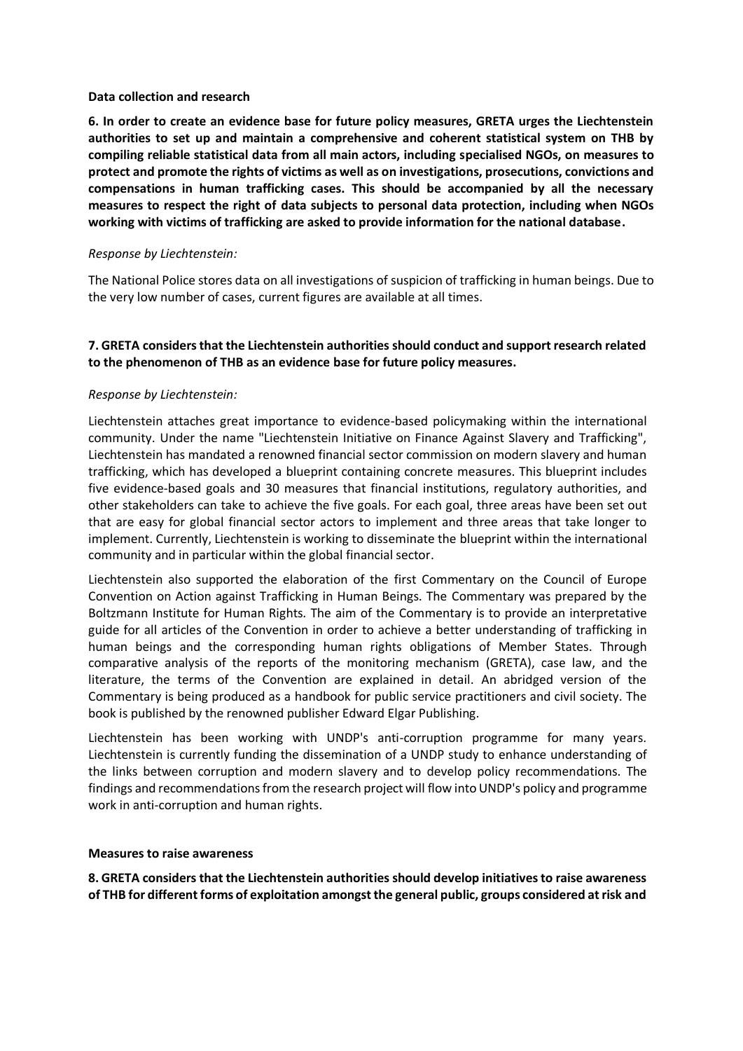**Data collection and research**

**6. In order to create an evidence base for future policy measures, GRETA urges the Liechtenstein authorities to set up and maintain a comprehensive and coherent statistical system on THB by compiling reliable statistical data from all main actors, including specialised NGOs, on measures to protect and promote the rights of victims as well as on investigations, prosecutions, convictions and compensations in human trafficking cases. This should be accompanied by all the necessary measures to respect the right of data subjects to personal data protection, including when NGOs working with victims of trafficking are asked to provide information for the national database.**

*Response by Liechtenstein:*

The National Police stores data on all investigations of suspicion of trafficking in human beings. Due to the very low number of cases, current figures are available at all times.

**7. GRETA considers that the Liechtenstein authorities should conduct and support research related to the phenomenon of THB as an evidence base for future policy measures.**

*Response by Liechtenstein:*

Liechtenstein attaches great importance to evidence-based policymaking within the international community. Under the name "Liechtenstein Initiative on Finance Against Slavery and Trafficking", Liechtenstein has mandated a renowned financial sector commission on modern slavery and human trafficking, which has developed a blueprint containing concrete measures. This blueprint includes five evidence-based goals and 30 measures that financial institutions, regulatory authorities, and other stakeholders can take to achieve the five goals. For each goal, three areas have been set out that are easy for global financial sector actors to implement and three areas that take longer to implement. Currently, Liechtenstein is working to disseminate the blueprint within the international community and in particular within the global financial sector.

Liechtenstein also supported the elaboration of the first Commentary on the Council of Europe Convention on Action against Trafficking in Human Beings. The Commentary was prepared by the Boltzmann Institute for Human Rights. The aim of the Commentary is to provide an interpretative guide for all articles of the Convention in order to achieve a better understanding of trafficking in human beings and the corresponding human rights obligations of Member States. Through comparative analysis of the reports of the monitoring mechanism (GRETA), case law, and the literature, the terms of the Convention are explained in detail. An abridged version of the Commentary is being produced as a handbook for public service practitioners and civil society. The book is published by the renowned publisher Edward Elgar Publishing.

Liechtenstein has been working with UNDP's anti-corruption programme for many years. Liechtenstein is currently funding the dissemination of a UNDP study to enhance understanding of the links between corruption and modern slavery and to develop policy recommendations. The findings and recommendations from the research project will flow into UNDP's policy and programme work in anti-corruption and human rights.

**Measures to raise awareness**

**8. GRETA considers that the Liechtenstein authorities should develop initiatives to raise awareness of THB for different forms of exploitation amongst the general public, groups considered at risk and**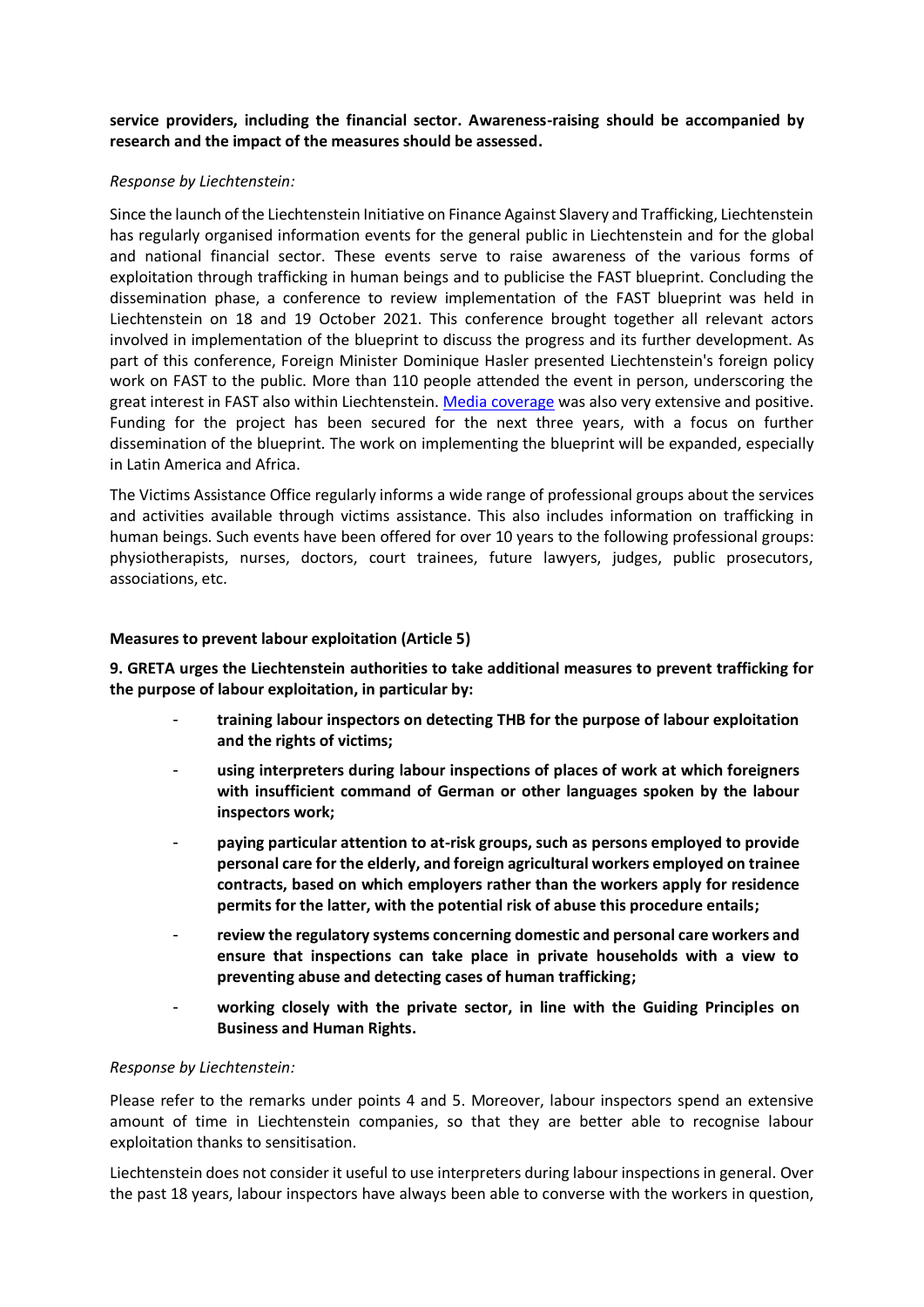**service providers, including the financial sector. Awareness-raising should be accompanied by research and the impact of the measures should be assessed.**

*Response by Liechtenstein:*

Since the launch of the Liechtenstein Initiative on Finance Against Slavery and Trafficking, Liechtenstein has regularly organised information events for the general public in Liechtenstein and for the global and national financial sector. These events serve to raise awareness of the various forms of exploitation through trafficking in human beings and to publicise the FAST blueprint. Concluding the dissemination phase, a conference to review implementation of the FAST blueprint was held in Liechtenstein on 18 and 19 October 2021. This conference brought together all relevant actors involved in implementation of the blueprint to discuss the progress and its further development. As part of this conference, Foreign Minister Dominique Hasler presented Liechtenstein's foreign policy work on FAST to the public. More than 110 people attended the event in person, underscoring the great interest in FAST also within Liechtenstein. Media coverage was also very extensive and positive. Funding for the project has been secured for the next three years, with a focus on further dissemination of the blueprint. The work on implementing the blueprint will be expanded, especially in Latin America and Africa.

The Victims Assistance Office regularly informs a wide range of professional groups about the services and activities available through victims assistance. This also includes information on trafficking in human beings. Such events have been offered for over 10 years to the following professional groups: physiotherapists, nurses, doctors, court trainees, future lawyers, judges, public prosecutors, associations, etc.

**Measures to prevent labour exploitation (Article 5)**

**9. GRETA urges the Liechtenstein authorities to take additional measures to prevent trafficking for the purpose of labour exploitation, in particular by:**

- **training labour inspectors on detecting THB for the purpose of labour exploitation and the rights of victims;**
- **using interpreters during labour inspections of places of work at which foreigners with insufficient command of German or other languages spoken by the labour inspectors work;**
- **paying particular attention to at-risk groups, such as persons employed to provide personal care for the elderly, and foreign agricultural workers employed on trainee contracts, based on which employers rather than the workers apply for residence permits for the latter, with the potential risk of abuse this procedure entails;**
- **review the regulatory systems concerning domestic and personal care workers and ensure that inspections can take place in private households with a view to preventing abuse and detecting cases of human trafficking;**
- **working closely with the private sector, in line with the Guiding Principles on Business and Human Rights.**

*Response by Liechtenstein:*

Please refer to the remarks under points 4 and 5. Moreover, labour inspectors spend an extensive amount of time in Liechtenstein companies, so that they are better able to recognise labour exploitation thanks to sensitisation.

Liechtenstein does not consider it useful to use interpreters during labour inspections in general. Over the past 18 years, labour inspectors have always been able to converse with the workers in question,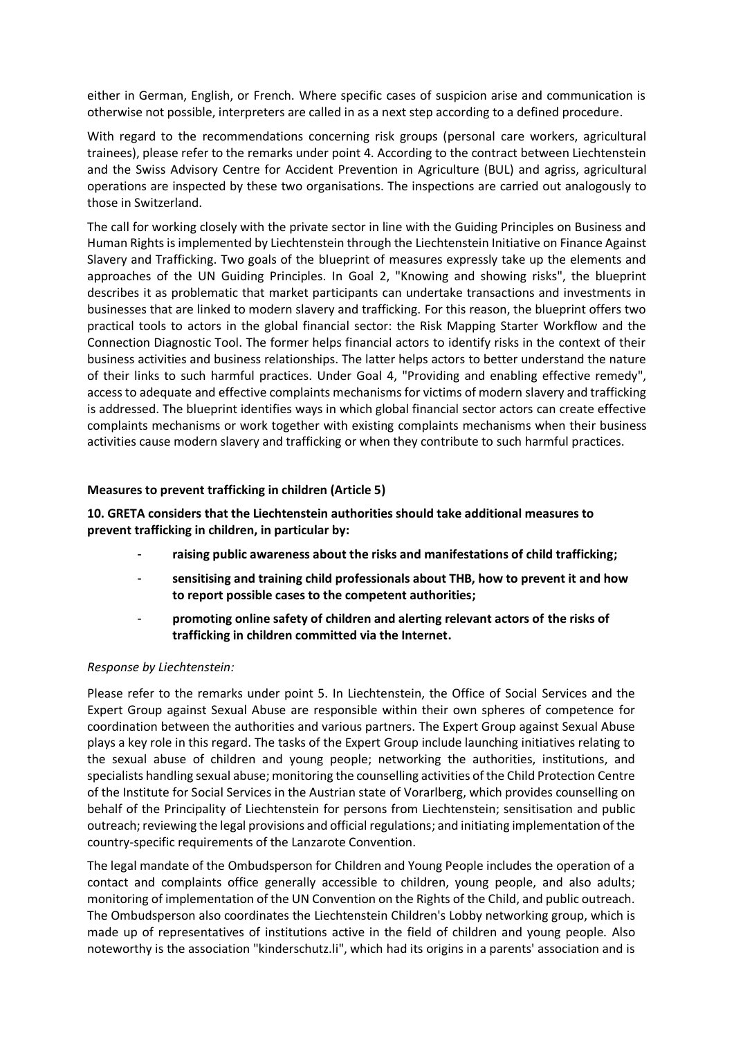either in German, English, or French. Where specific cases of suspicion arise and communication is otherwise not possible, interpreters are called in as a next step according to a defined procedure.

With regard to the recommendations concerning risk groups (personal care workers, agricultural trainees), please refer to the remarks under point 4. According to the contract between Liechtenstein and the Swiss Advisory Centre for Accident Prevention in Agriculture (BUL) and agriss, agricultural operations are inspected by these two organisations. The inspections are carried out analogously to those in Switzerland.

The call for working closely with the private sector in line with the Guiding Principles on Business and Human Rights is implemented by Liechtenstein through the Liechtenstein Initiative on Finance Against Slavery and Trafficking. Two goals of the blueprint of measures expressly take up the elements and approaches of the UN Guiding Principles. In Goal 2, "Knowing and showing risks", the blueprint describes it as problematic that market participants can undertake transactions and investments in businesses that are linked to modern slavery and trafficking. For this reason, the blueprint offers two practical tools to actors in the global financial sector: the Risk Mapping Starter Workflow and the Connection Diagnostic Tool. The former helps financial actors to identify risks in the context of their business activities and business relationships. The latter helps actors to better understand the nature of their links to such harmful practices. Under Goal 4, "Providing and enabling effective remedy", access to adequate and effective complaints mechanisms for victims of modern slavery and trafficking is addressed. The blueprint identifies ways in which global financial sector actors can create effective complaints mechanisms or work together with existing complaints mechanisms when their business activities cause modern slavery and trafficking or when they contribute to such harmful practices.

**Measures to prevent trafficking in children (Article 5)**

**10. GRETA considers that the Liechtenstein authorities should take additional measures to prevent trafficking in children, in particular by:**

- **raising public awareness about the risks and manifestations of child trafficking;**
- **sensitising and training child professionals about THB, how to prevent it and how to report possible cases to the competent authorities;**
- **promoting online safety of children and alerting relevant actors of the risks of trafficking in children committed via the Internet.**

*Response by Liechtenstein:*

Please refer to the remarks under point 5. In Liechtenstein, the Office of Social Services and the Expert Group against Sexual Abuse are responsible within their own spheres of competence for coordination between the authorities and various partners. The Expert Group against Sexual Abuse plays a key role in this regard. The tasks of the Expert Group include launching initiatives relating to the sexual abuse of children and young people; networking the authorities, institutions, and specialists handling sexual abuse; monitoring the counselling activities of the Child Protection Centre of the Institute for Social Services in the Austrian state of Vorarlberg, which provides counselling on behalf of the Principality of Liechtenstein for persons from Liechtenstein; sensitisation and public outreach; reviewing the legal provisions and official regulations; and initiating implementation of the country-specific requirements of the Lanzarote Convention.

The legal mandate of the Ombudsperson for Children and Young People includes the operation of a contact and complaints office generally accessible to children, young people, and also adults; monitoring of implementation of the UN Convention on the Rights of the Child, and public outreach. The Ombudsperson also coordinates the Liechtenstein Children's Lobby networking group, which is made up of representatives of institutions active in the field of children and young people. Also noteworthy is the association "kinderschutz.li", which had its origins in a parents' association and is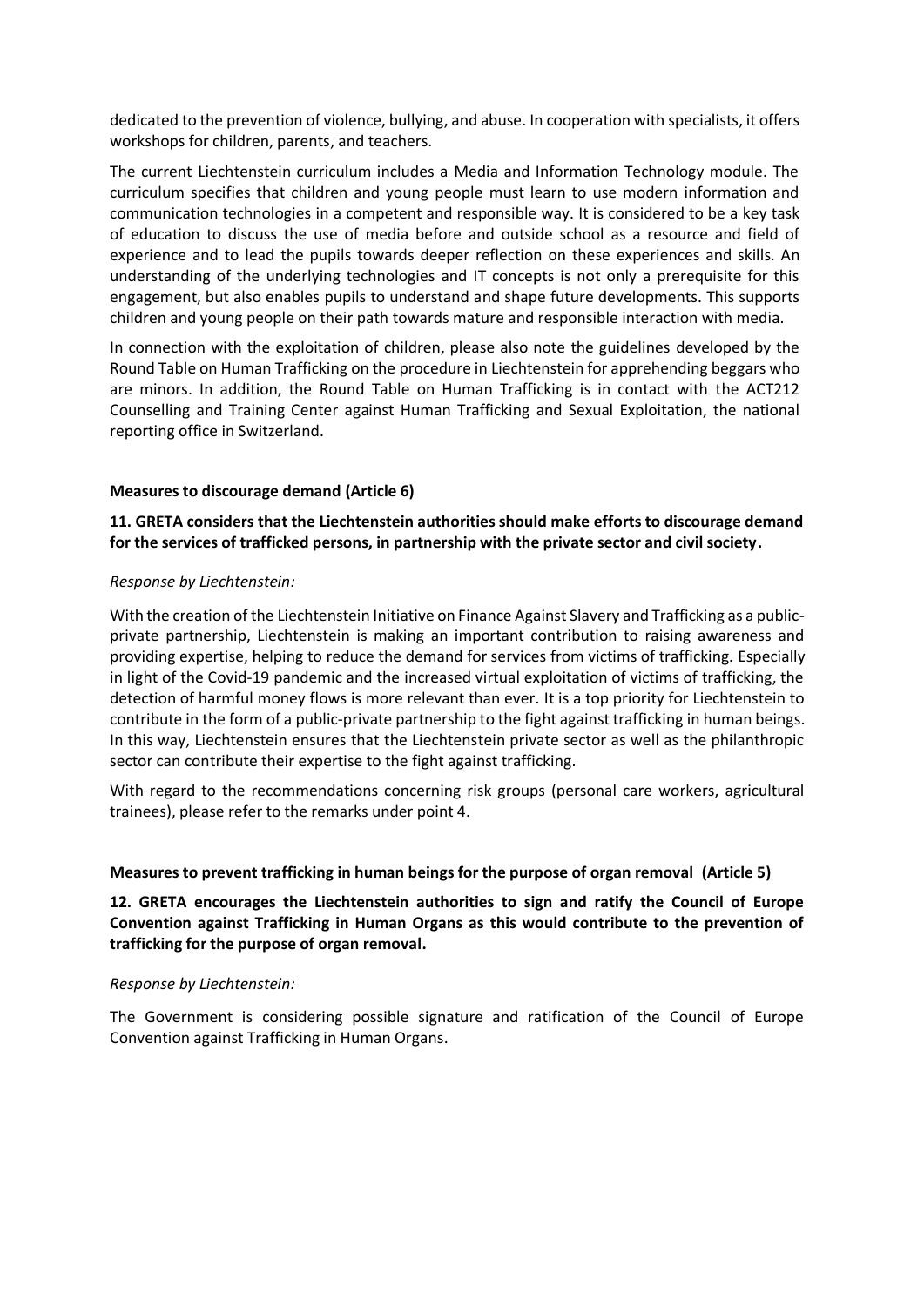dedicated to the prevention of violence, bullying, and abuse. In cooperation with specialists, it offers workshops for children, parents, and teachers.

The current Liechtenstein curriculum includes a Media and Information Technology module. The curriculum specifies that children and young people must learn to use modern information and communication technologies in a competent and responsible way. It is considered to be a key task of education to discuss the use of media before and outside school as a resource and field of experience and to lead the pupils towards deeper reflection on these experiences and skills. An understanding of the underlying technologies and IT concepts is not only a prerequisite for this engagement, but also enables pupils to understand and shape future developments. This supports children and young people on their path towards mature and responsible interaction with media.

In connection with the exploitation of children, please also note the guidelines developed by the Round Table on Human Trafficking on the procedure in Liechtenstein for apprehending beggars who are minors. In addition, the Round Table on Human Trafficking is in contact with the ACT212 Counselling and Training Center against Human Trafficking and Sexual Exploitation, the national reporting office in Switzerland.

**Measures to discourage demand (Article 6)**

**11. GRETA considers that the Liechtenstein authorities should make efforts to discourage demand for the services of trafficked persons, in partnership with the private sector and civil society.**

*Response by Liechtenstein:*

With the creation of the Liechtenstein Initiative on Finance Against Slavery and Trafficking as a public-private partnership, Liechtenstein is making an important contribution to raising awareness and providing expertise, helping to reduce the demand for services from victims of trafficking. Especially in light of the Covid-19 pandemic and the increased virtual exploitation of victims of trafficking, the detection of harmful money flows is more relevant than ever. It is a top priority for Liechtenstein to contribute in the form of a public-private partnership to the fight against trafficking in human beings. In this way, Liechtenstein ensures that the Liechtenstein private sector as well as the philanthropic sector can contribute their expertise to the fight against trafficking.

With regard to the recommendations concerning risk groups (personal care workers, agricultural trainees), please refer to the remarks under point 4.

**Measures to prevent trafficking in human beings for the purpose of organ removal (Article 5)**

**12. GRETA encourages the Liechtenstein authorities to sign and ratify the Council of Europe Convention against Trafficking in Human Organs as this would contribute to the prevention of trafficking for the purpose of organ removal.**

*Response by Liechtenstein:*

The Government is considering possible signature and ratification of the Council of Europe Convention against Trafficking in Human Organs.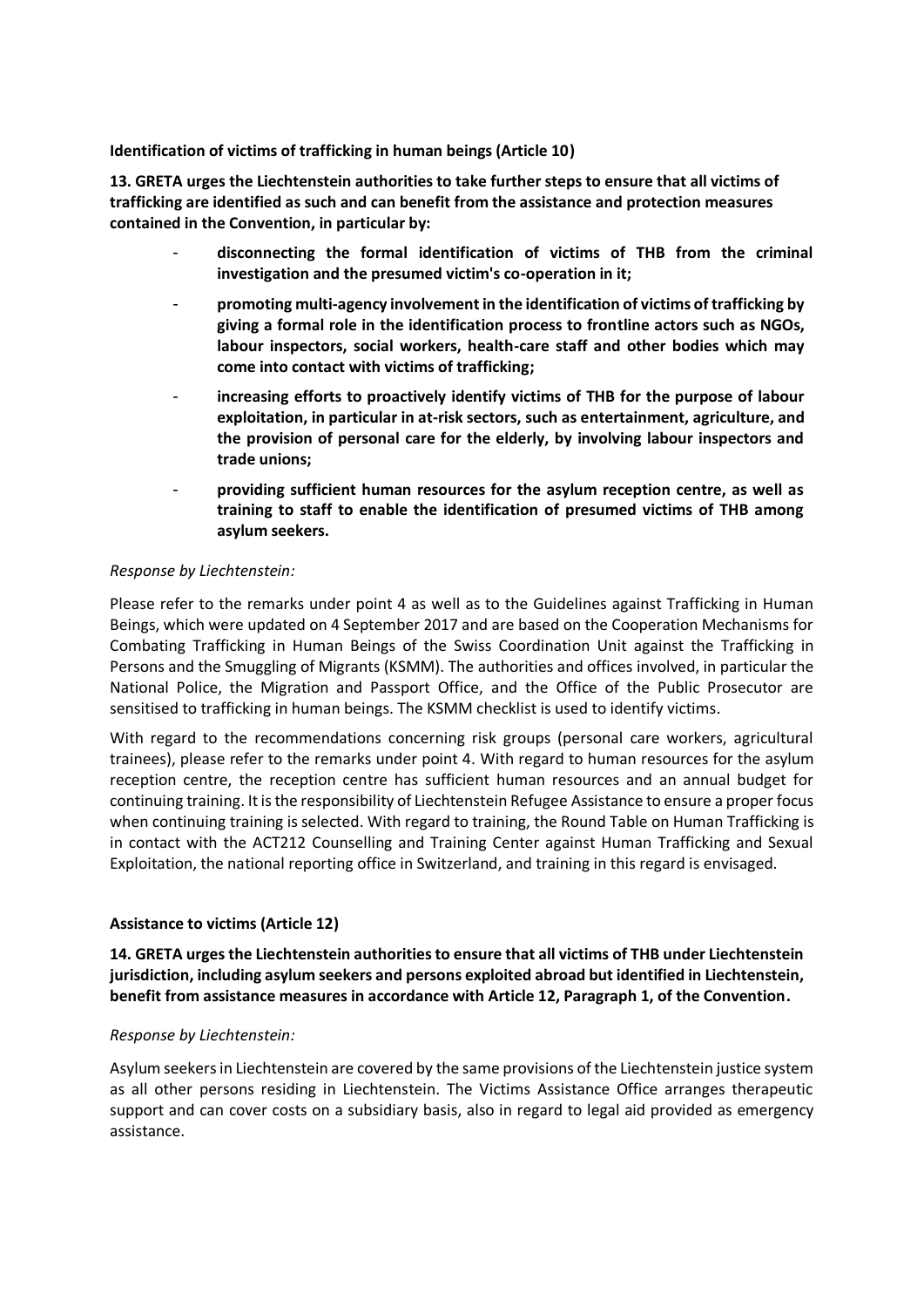**Identification of victims of trafficking in human beings (Article 10)**

**13. GRETA urges the Liechtenstein authorities to take further steps to ensure that all victims of trafficking are identified as such and can benefit from the assistance and protection measures contained in the Convention, in particular by:**

- **disconnecting the formal identification of victims of THB from the criminal investigation and the presumed victim's co-operation in it;**
- **promoting multi-agency involvement in the identification of victims of trafficking by giving a formal role in the identification process to frontline actors such as NGOs, labour inspectors, social workers, health-care staff and other bodies which may come into contact with victims of trafficking;**
- **increasing efforts to proactively identify victims of THB for the purpose of labour exploitation, in particular in at-risk sectors, such as entertainment, agriculture, and the provision of personal care for the elderly, by involving labour inspectors and trade unions;**
- **providing sufficient human resources for the asylum reception centre, as well as training to staff to enable the identification of presumed victims of THB among asylum seekers.**

*Response by Liechtenstein:*

Please refer to the remarks under point 4 as well as to the Guidelines against Trafficking in Human Beings, which were updated on 4 September 2017 and are based on the Cooperation Mechanisms for Combating Trafficking in Human Beings of the Swiss Coordination Unit against the Trafficking in Persons and the Smuggling of Migrants (KSMM). The authorities and offices involved, in particular the National Police, the Migration and Passport Office, and the Office of the Public Prosecutor are sensitised to trafficking in human beings. The KSMM checklist is used to identify victims.

With regard to the recommendations concerning risk groups (personal care workers, agricultural trainees), please refer to the remarks under point 4. With regard to human resources for the asylum reception centre, the reception centre has sufficient human resources and an annual budget for continuing training. It is the responsibility of Liechtenstein Refugee Assistance to ensure a proper focus when continuing training is selected. With regard to training, the Round Table on Human Trafficking is in contact with the ACT212 Counselling and Training Center against Human Trafficking and Sexual Exploitation, the national reporting office in Switzerland, and training in this regard is envisaged.

**Assistance to victims (Article 12)**

**14. GRETA urges the Liechtenstein authorities to ensure that all victims of THB under Liechtenstein jurisdiction, including asylum seekers and persons exploited abroad but identified in Liechtenstein, benefit from assistance measures in accordance with Article 12, Paragraph 1, of the Convention.**

*Response by Liechtenstein:*

Asylum seekers in Liechtenstein are covered by the same provisions of the Liechtenstein justice system as all other persons residing in Liechtenstein. The Victims Assistance Office arranges therapeutic support and can cover costs on a subsidiary basis, also in regard to legal aid provided as emergency assistance.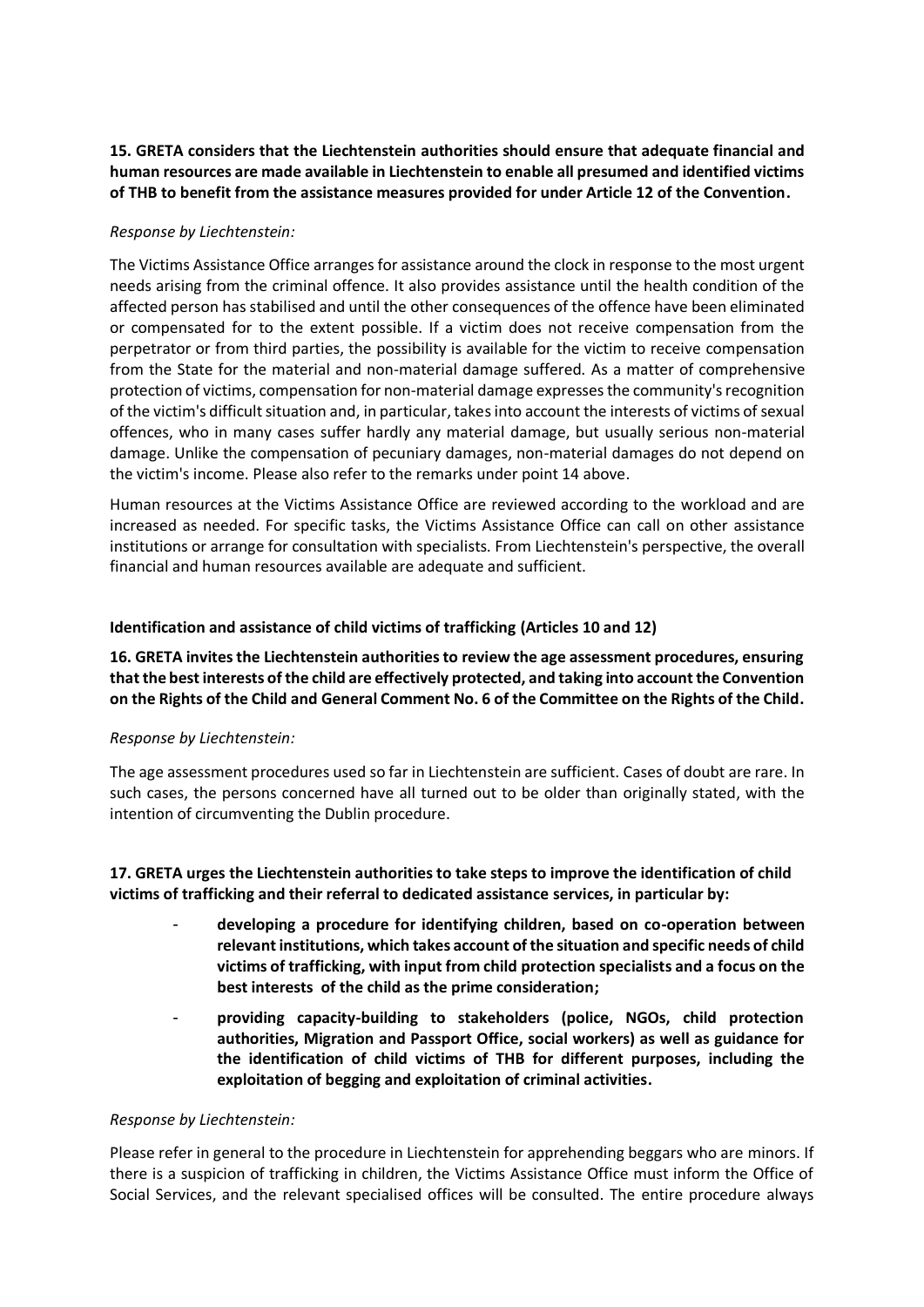**15. GRETA considers that the Liechtenstein authorities should ensure that adequate financial and human resources are made available in Liechtenstein to enable all presumed and identified victims of THB to benefit from the assistance measures provided for under Article 12 of the Convention.**

*Response by Liechtenstein:*

The Victims Assistance Office arranges for assistance around the clock in response to the most urgent needs arising from the criminal offence. It also provides assistance until the health condition of the affected person has stabilised and until the other consequences of the offence have been eliminated or compensated for to the extent possible. If a victim does not receive compensation from the perpetrator or from third parties, the possibility is available for the victim to receive compensation from the State for the material and non-material damage suffered. As a matter of comprehensive protection of victims, compensation for non-material damage expresses the community's recognition of the victim's difficult situation and, in particular, takes into account the interests of victims of sexual offences, who in many cases suffer hardly any material damage, but usually serious non-material damage. Unlike the compensation of pecuniary damages, non-material damages do not depend on the victim's income. Please also refer to the remarks under point 14 above.

Human resources at the Victims Assistance Office are reviewed according to the workload and are increased as needed. For specific tasks, the Victims Assistance Office can call on other assistance institutions or arrange for consultation with specialists. From Liechtenstein's perspective, the overall financial and human resources available are adequate and sufficient.

### Identification and assistance of child victims of trafficking (Articles 10 and 12)

**16. GRETA invites the Liechtenstein authorities to review the age assessment procedures, ensuring that the best interests of the child are effectively protected, and taking into account the Convention on the Rights of the Child and General Comment No. 6 of the Committee on the Rights of the Child.**

*Response by Liechtenstein:*

The age assessment procedures used so far in Liechtenstein are sufficient. Cases of doubt are rare. In such cases, the persons concerned have all turned out to be older than originally stated, with the intention of circumventing the Dublin procedure.

**17. GRETA urges the Liechtenstein authorities to take steps to improve the identification of child victims of trafficking and their referral to dedicated assistance services, in particular by:**

- **developing a procedure for identifying children, based on co-operation between relevant institutions, which takes account of the situation and specific needs of child victims of trafficking, with input from child protection specialists and a focus on the best interests of the child as the prime consideration;**
- **providing capacity-building to stakeholders (police, NGOs, child protection authorities, Migration and Passport Office, social workers) as well as guidance for the identification of child victims of THB for different purposes, including the exploitation of begging and exploitation of criminal activities.**

*Response by Liechtenstein:*

Please refer in general to the procedure in Liechtenstein for apprehending beggars who are minors. If there is a suspicion of trafficking in children, the Victims Assistance Office must inform the Office of Social Services, and the relevant specialised offices will be consulted. The entire procedure always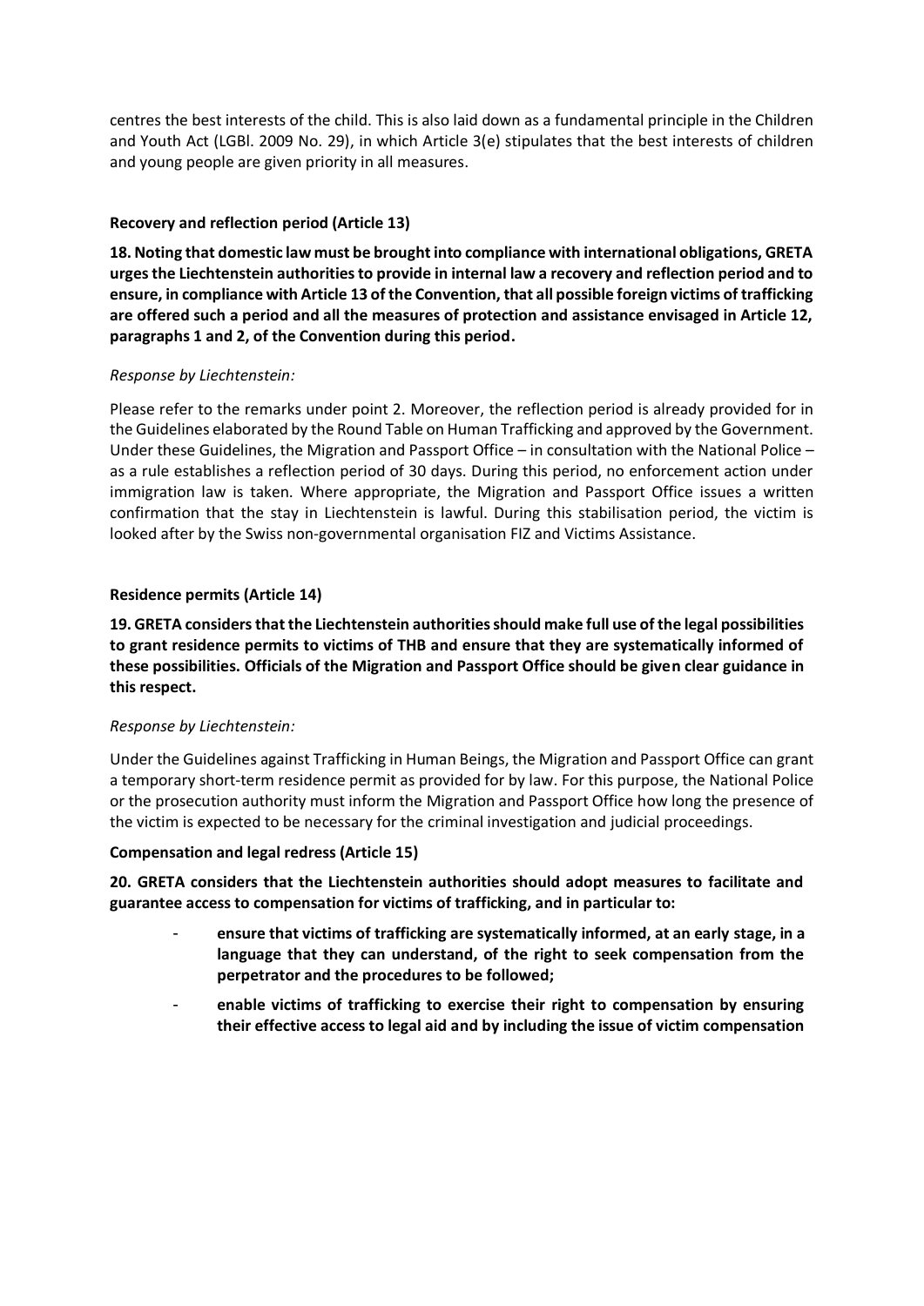centres the best interests of the child. This is also laid down as a fundamental principle in the Children and Youth Act (LGBl. 2009 No. 29), in which Article 3(e) stipulates that the best interests of children and young people are given priority in all measures.

**Recovery and reflection period (Article 13)**

**18. Noting that domestic law must be brought into compliance with international obligations, GRETA urges the Liechtenstein authorities to provide in internal law a recovery and reflection period and to ensure, in compliance with Article 13 of the Convention, that all possible foreign victims of trafficking are offered such a period and all the measures of protection and assistance envisaged in Article 12, paragraphs 1 and 2, of the Convention during this period.**

*Response by Liechtenstein:*

Please refer to the remarks under point 2. Moreover, the reflection period is already provided for in the Guidelines elaborated by the Round Table on Human Trafficking and approved by the Government. Under these Guidelines, the Migration and Passport Office – in consultation with the National Police – as a rule establishes a reflection period of 30 days. During this period, no enforcement action under immigration law is taken. Where appropriate, the Migration and Passport Office issues a written confirmation that the stay in Liechtenstein is lawful. During this stabilisation period, the victim is looked after by the Swiss non-governmental organisation FIZ and Victims Assistance.

**Residence permits (Article 14)**

**19. GRETA considers that the Liechtenstein authorities should make full use of the legal possibilities to grant residence permits to victims of THB and ensure that they are systematically informed of these possibilities. Officials of the Migration and Passport Office should be given clear guidance in this respect.**

*Response by Liechtenstein:*

Under the Guidelines against Trafficking in Human Beings, the Migration and Passport Office can grant a temporary short-term residence permit as provided for by law. For this purpose, the National Police or the prosecution authority must inform the Migration and Passport Office how long the presence of the victim is expected to be necessary for the criminal investigation and judicial proceedings.

**Compensation and legal redress (Article 15)**

**20. GRETA considers that the Liechtenstein authorities should adopt measures to facilitate and guarantee access to compensation for victims of trafficking, and in particular to:**

- **ensure that victims of trafficking are systematically informed, at an early stage, in a language that they can understand, of the right to seek compensation from the perpetrator and the procedures to be followed;**
- **enable victims of trafficking to exercise their right to compensation by ensuring their effective access to legal aid and by including the issue of victim compensation**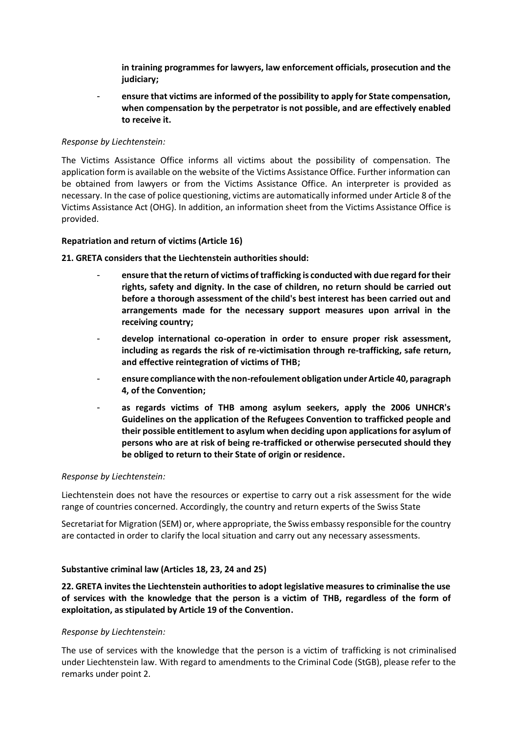**in training programmes for lawyers, law enforcement officials, prosecution and the judiciary;**

- **ensure that victims are informed of the possibility to apply for State compensation, when compensation by the perpetrator is not possible, and are effectively enabled to receive it.**

*Response by Liechtenstein:*

The Victims Assistance Office informs all victims about the possibility of compensation. The application form is available on the website of the Victims Assistance Office. Further information can be obtained from lawyers or from the Victims Assistance Office. An interpreter is provided as necessary. In the case of police questioning, victims are automatically informed under Article 8 of the Victims Assistance Act (OHG). In addition, an information sheet from the Victims Assistance Office is provided.

**Repatriation and return of victims (Article 16)**

**21. GRETA considers that the Liechtenstein authorities should:**

- **ensure that the return of victims of trafficking is conducted with due regard for their rights, safety and dignity. In the case of children, no return should be carried out before a thorough assessment of the child's best interest has been carried out and arrangements made for the necessary support measures upon arrival in the receiving country;**
- **develop international co-operation in order to ensure proper risk assessment, including as regards the risk of re-victimisation through re-trafficking, safe return, and effective reintegration of victims of THB;**
- **ensure compliance with the non-refoulement obligation under Article 40, paragraph 4, of the Convention;**
- **as regards victims of THB among asylum seekers, apply the 2006 UNHCR's Guidelines on the application of the Refugees Convention to trafficked people and their possible entitlement to asylum when deciding upon applications for asylum of persons who are at risk of being re-trafficked or otherwise persecuted should they be obliged to return to their State of origin or residence.**

*Response by Liechtenstein:*

Liechtenstein does not have the resources or expertise to carry out a risk assessment for the wide range of countries concerned. Accordingly, the country and return experts of the Swiss State Secretariat for Migration (SEM) or, where appropriate, the Swiss embassy responsible for the country are contacted in order to clarify the local situation and carry out any necessary assessments.

**Substantive criminal law (Articles 18, 23, 24 and 25)**

**22. GRETA invites the Liechtenstein authorities to adopt legislative measures to criminalise the use of services with the knowledge that the person is a victim of THB, regardless of the form of exploitation, as stipulated by Article 19 of the Convention.**

*Response by Liechtenstein:*

The use of services with the knowledge that the person is a victim of trafficking is not criminalised under Liechtenstein law. With regard to amendments to the Criminal Code (StGB), please refer to the remarks under point 2.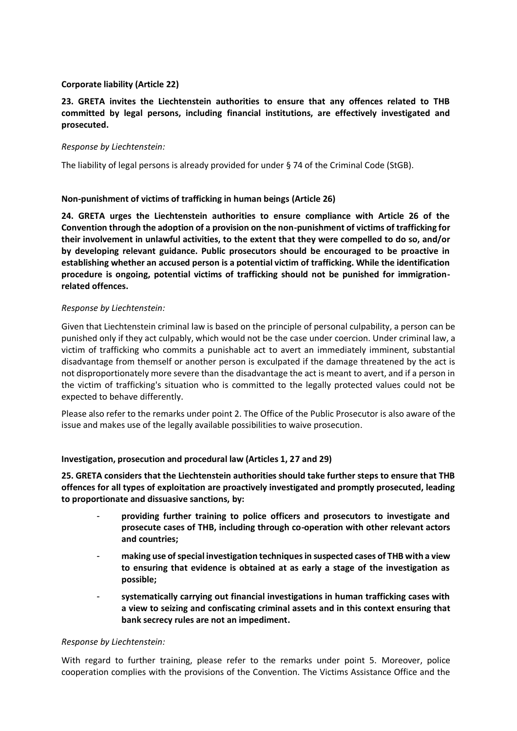**Corporate liability (Article 22)**

**23. GRETA invites the Liechtenstein authorities to ensure that any offences related to THB committed by legal persons, including financial institutions, are effectively investigated and prosecuted.**

*Response by Liechtenstein:*

The liability of legal persons is already provided for under § 74 of the Criminal Code (StGB).

**Non-punishment of victims of trafficking in human beings (Article 26)**

**24. GRETA urges the Liechtenstein authorities to ensure compliance with Article 26 of the Convention through the adoption of a provision on the non-punishment of victims of trafficking for their involvement in unlawful activities, to the extent that they were compelled to do so, and/or by developing relevant guidance. Public prosecutors should be encouraged to be proactive in establishing whether an accused person is a potential victim of trafficking. While the identification procedure is ongoing, potential victims of trafficking should not be punished for immigration-related offences.**

*Response by Liechtenstein:*

Given that Liechtenstein criminal law is based on the principle of personal culpability, a person can be punished only if they act culpably, which would not be the case under coercion. Under criminal law, a victim of trafficking who commits a punishable act to avert an immediately imminent, substantial disadvantage from themself or another person is exculpated if the damage threatened by the act is not disproportionately more severe than the disadvantage the act is meant to avert, and if a person in the victim of trafficking's situation who is committed to the legally protected values could not be expected to behave differently.

Please also refer to the remarks under point 2. The Office of the Public Prosecutor is also aware of the issue and makes use of the legally available possibilities to waive prosecution.

**Investigation, prosecution and procedural law (Articles 1, 27 and 29)**

**25. GRETA considers that the Liechtenstein authorities should take further steps to ensure that THB offences for all types of exploitation are proactively investigated and promptly prosecuted, leading to proportionate and dissuasive sanctions, by:**

- **providing further training to police officers and prosecutors to investigate and prosecute cases of THB, including through co-operation with other relevant actors and countries;**
- **making use of special investigation techniques in suspected cases of THB with a view to ensuring that evidence is obtained at as early a stage of the investigation as possible;**
- **systematically carrying out financial investigations in human trafficking cases with a view to seizing and confiscating criminal assets and in this context ensuring that bank secrecy rules are not an impediment.**

*Response by Liechtenstein:*

With regard to further training, please refer to the remarks under point 5. Moreover, police cooperation complies with the provisions of the Convention. The Victims Assistance Office and the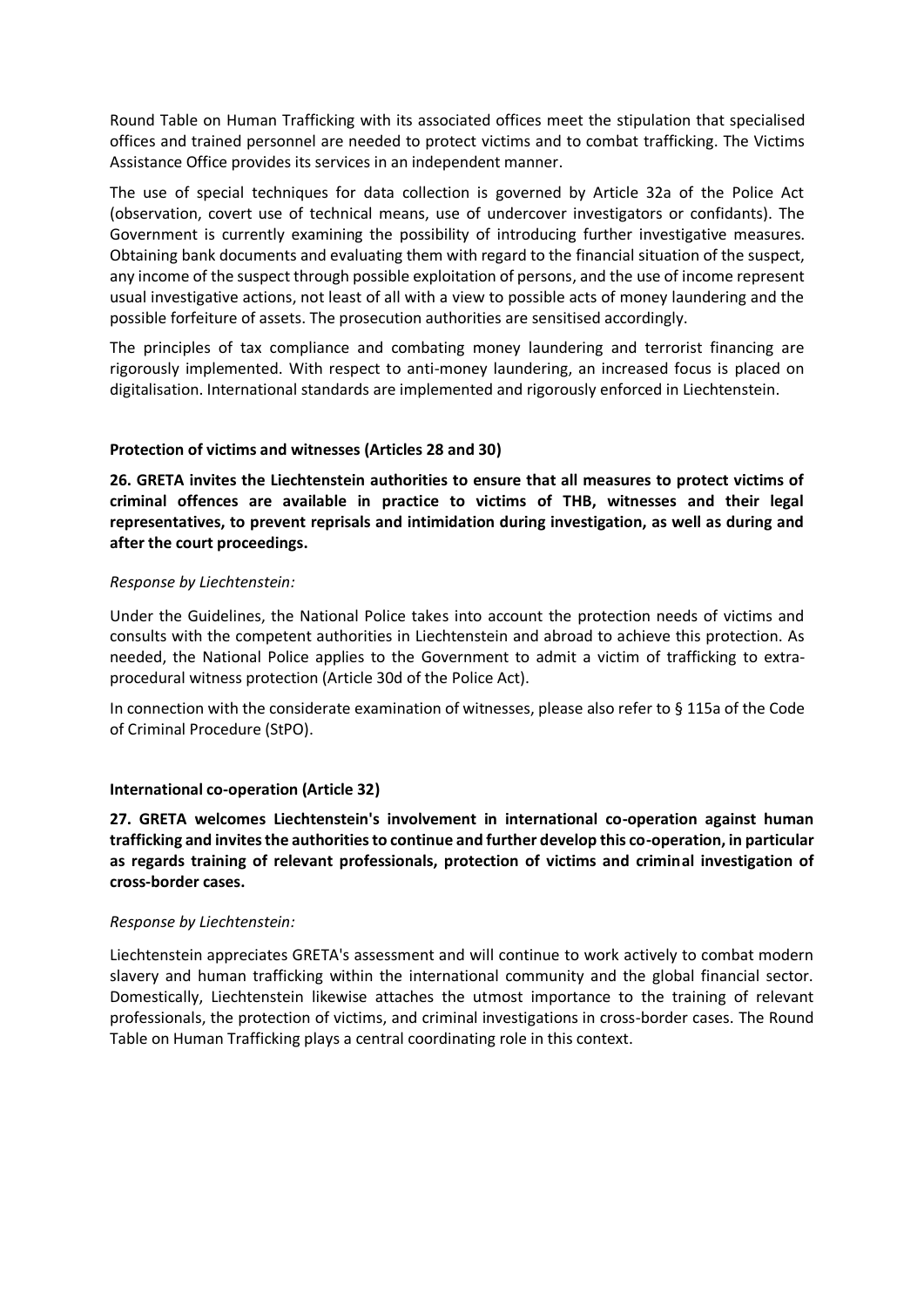Round Table on Human Trafficking with its associated offices meet the stipulation that specialised offices and trained personnel are needed to protect victims and to combat trafficking. The Victims Assistance Office provides its services in an independent manner.

The use of special techniques for data collection is governed by Article 32a of the Police Act (observation, covert use of technical means, use of undercover investigators or confidants). The Government is currently examining the possibility of introducing further investigative measures. Obtaining bank documents and evaluating them with regard to the financial situation of the suspect, any income of the suspect through possible exploitation of persons, and the use of income represent usual investigative actions, not least of all with a view to possible acts of money laundering and the possible forfeiture of assets. The prosecution authorities are sensitised accordingly.

The principles of tax compliance and combating money laundering and terrorist financing are rigorously implemented. With respect to anti-money laundering, an increased focus is placed on digitalisation. International standards are implemented and rigorously enforced in Liechtenstein.

**Protection of victims and witnesses (Articles 28 and 30)**

**26. GRETA invites the Liechtenstein authorities to ensure that all measures to protect victims of criminal offences are available in practice to victims of THB, witnesses and their legal representatives, to prevent reprisals and intimidation during investigation, as well as during and after the court proceedings.**

*Response by Liechtenstein:*

Under the Guidelines, the National Police takes into account the protection needs of victims and consults with the competent authorities in Liechtenstein and abroad to achieve this protection. As needed, the National Police applies to the Government to admit a victim of trafficking to extra-procedural witness protection (Article 30d of the Police Act).

In connection with the considerate examination of witnesses, please also refer to § 115a of the Code of Criminal Procedure (StPO).

**International co-operation (Article 32)**

**27. GRETA welcomes Liechtenstein's involvement in international co-operation against human trafficking and invites the authorities to continue and further develop this co-operation, in particular as regards training of relevant professionals, protection of victims and criminal investigation of cross-border cases.**

*Response by Liechtenstein:*

Liechtenstein appreciates GRETA's assessment and will continue to work actively to combat modern slavery and human trafficking within the international community and the global financial sector. Domestically, Liechtenstein likewise attaches the utmost importance to the training of relevant professionals, the protection of victims, and criminal investigations in cross-border cases. The Round Table on Human Trafficking plays a central coordinating role in this context.